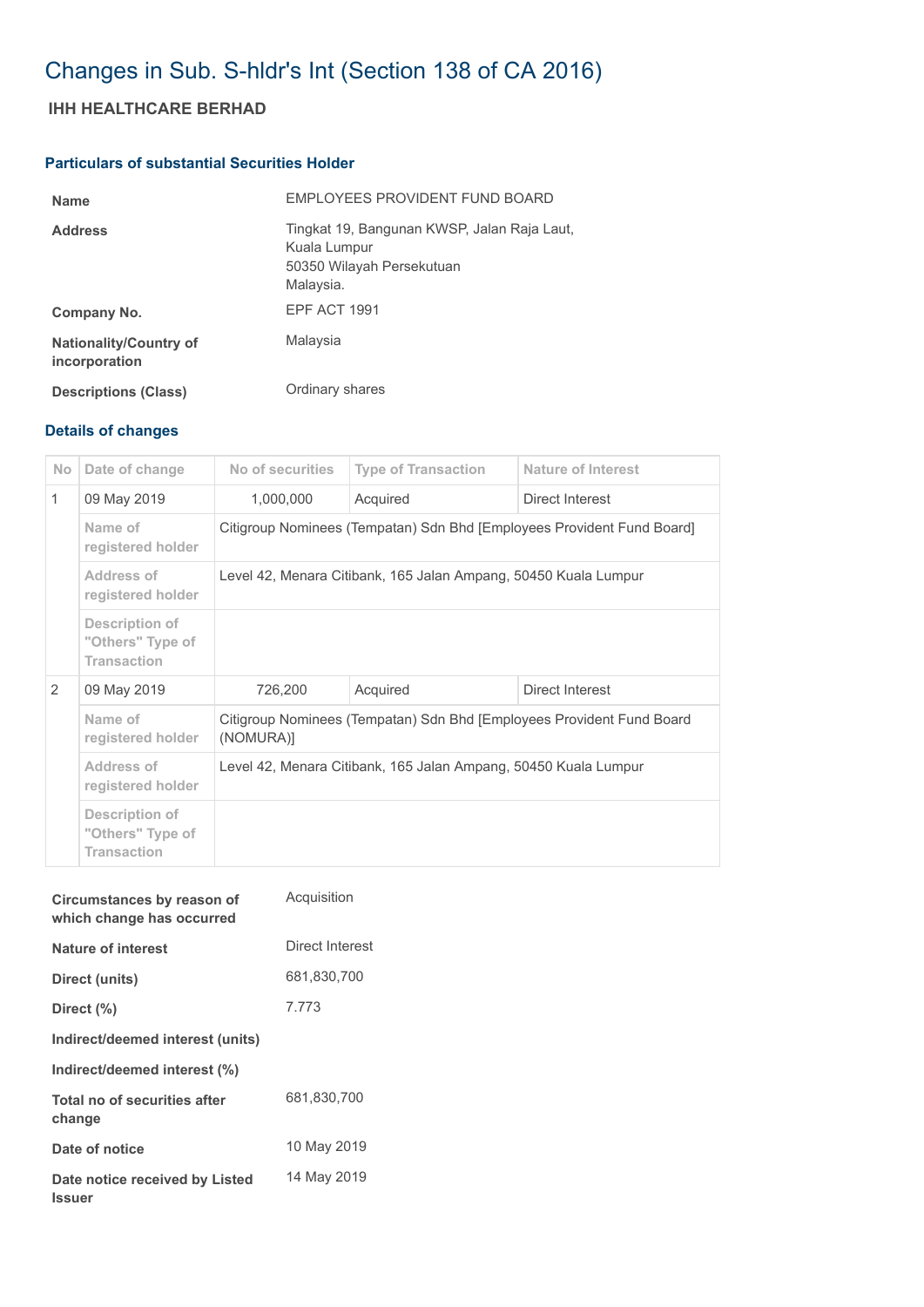# Changes in Sub. S-hldr's Int (Section 138 of CA 2016)

## IHH HEALTHCARE BERHAD

### Particulars of substantial Securities Holder

| | |
|---|---|
| **Name** | EMPLOYEES PROVIDENT FUND BOARD |
| **Address** | Tingkat 19, Bangunan KWSP, Jalan Raja Laut, Kuala Lumpur 50350 Wilayah Persekutuan Malaysia. |
| **Company No.** | EPF ACT 1991 |
| **Nationality/Country of incorporation** | Malaysia |
| **Descriptions (Class)** | Ordinary shares |

### Details of changes

| No | Date of change | No of securities | Type of Transaction | Nature of Interest |
|---|---|---|---|---|
| 1 | 09 May 2019 | 1,000,000 | Acquired | Direct Interest |
| | Name of registered holder | Citigroup Nominees (Tempatan) Sdn Bhd [Employees Provident Fund Board] | | |
| | Address of registered holder | Level 42, Menara Citibank, 165 Jalan Ampang, 50450 Kuala Lumpur | | |
| | Description of "Others" Type of Transaction | | | |
| 2 | 09 May 2019 | 726,200 | Acquired | Direct Interest |
| | Name of registered holder | Citigroup Nominees (Tempatan) Sdn Bhd [Employees Provident Fund Board (NOMURA)] | | |
| | Address of registered holder | Level 42, Menara Citibank, 165 Jalan Ampang, 50450 Kuala Lumpur | | |
| | Description of "Others" Type of Transaction | | | |

| | |
|---|---|
| **Circumstances by reason of which change has occurred** | Acquisition |
| **Nature of interest** | Direct Interest |
| **Direct (units)** | 681,830,700 |
| **Direct (%)** | 7.773 |
| **Indirect/deemed interest (units)** | |
| **Indirect/deemed interest (%)** | |
| **Total no of securities after change** | 681,830,700 |
| **Date of notice** | 10 May 2019 |
| **Date notice received by Listed Issuer** | 14 May 2019 |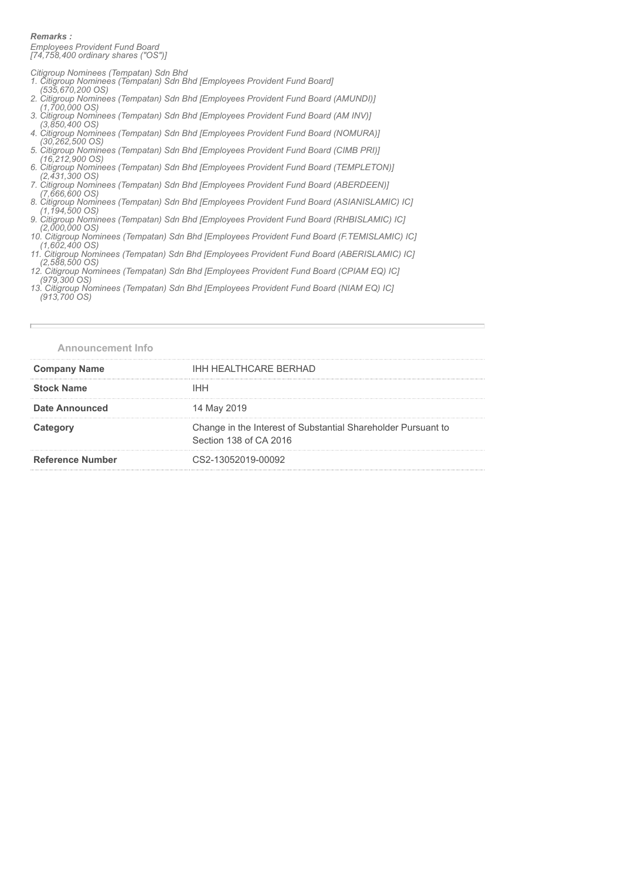***Remarks :***

*Employees Provident Fund Board*
*[74,758,400 ordinary shares ("OS")]*

*Citigroup Nominees (Tempatan) Sdn Bhd*
1. *Citigroup Nominees (Tempatan) Sdn Bhd [Employees Provident Fund Board] (535,670,200 OS)*
2. *Citigroup Nominees (Tempatan) Sdn Bhd [Employees Provident Fund Board (AMUNDI)] (1,700,000 OS)*
3. *Citigroup Nominees (Tempatan) Sdn Bhd [Employees Provident Fund Board (AM INV)] (3,850,400 OS)*
4. *Citigroup Nominees (Tempatan) Sdn Bhd [Employees Provident Fund Board (NOMURA)] (30,262,500 OS)*
5. *Citigroup Nominees (Tempatan) Sdn Bhd [Employees Provident Fund Board (CIMB PRI)] (16,212,900 OS)*
6. *Citigroup Nominees (Tempatan) Sdn Bhd [Employees Provident Fund Board (TEMPLETON)] (2,431,300 OS)*
7. *Citigroup Nominees (Tempatan) Sdn Bhd [Employees Provident Fund Board (ABERDEEN)] (7,666,600 OS)*
8. *Citigroup Nominees (Tempatan) Sdn Bhd [Employees Provident Fund Board (ASIANISLAMIC) IC] (1,194,500 OS)*
9. *Citigroup Nominees (Tempatan) Sdn Bhd [Employees Provident Fund Board (RHBISLAMIC) IC] (2,000,000 OS)*
10. *Citigroup Nominees (Tempatan) Sdn Bhd [Employees Provident Fund Board (F.TEMISLAMIC) IC] (1,602,400 OS)*
11. *Citigroup Nominees (Tempatan) Sdn Bhd [Employees Provident Fund Board (ABERISLAMIC) IC] (2,588,500 OS)*
12. *Citigroup Nominees (Tempatan) Sdn Bhd [Employees Provident Fund Board (CPIAM EQ) IC] (979,300 OS)*
13. *Citigroup Nominees (Tempatan) Sdn Bhd [Employees Provident Fund Board (NIAM EQ) IC] (913,700 OS)*

### Announcement Info

| | |
|---|---|
| **Company Name** | IHH HEALTHCARE BERHAD |
| **Stock Name** | IHH |
| **Date Announced** | 14 May 2019 |
| **Category** | Change in the Interest of Substantial Shareholder Pursuant to Section 138 of CA 2016 |
| **Reference Number** | CS2-13052019-00092 |